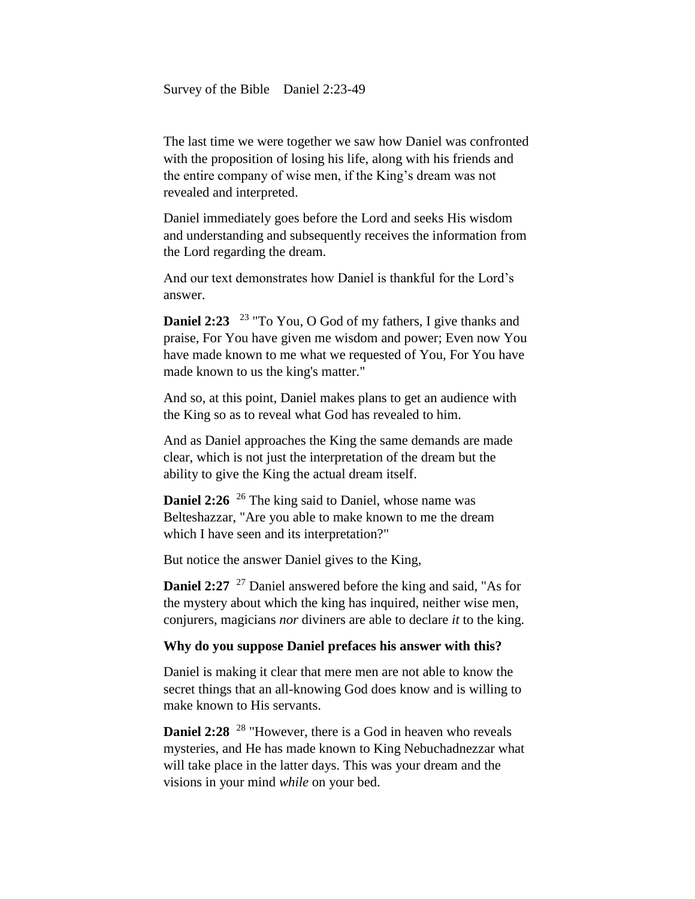Survey of the Bible    Daniel 2:23-49

The last time we were together we saw how Daniel was confronted with the proposition of losing his life, along with his friends and the entire company of wise men, if the King's dream was not revealed and interpreted.

Daniel immediately goes before the Lord and seeks His wisdom and understanding and subsequently receives the information from the Lord regarding the dream.

And our text demonstrates how Daniel is thankful for the Lord's answer.

**Daniel 2:23** [23] "To You, O God of my fathers, I give thanks and praise, For You have given me wisdom and power; Even now You have made known to me what we requested of You, For You have made known to us the king's matter."

And so, at this point, Daniel makes plans to get an audience with the King so as to reveal what God has revealed to him.

And as Daniel approaches the King the same demands are made clear, which is not just the interpretation of the dream but the ability to give the King the actual dream itself.

**Daniel 2:26** [26] The king said to Daniel, whose name was Belteshazzar, "Are you able to make known to me the dream which I have seen and its interpretation?"

But notice the answer Daniel gives to the King,

**Daniel 2:27** [27] Daniel answered before the king and said, "As for the mystery about which the king has inquired, neither wise men, conjurers, magicians *nor* diviners are able to declare *it* to the king.

**Why do you suppose Daniel prefaces his answer with this?**

Daniel is making it clear that mere men are not able to know the secret things that an all-knowing God does know and is willing to make known to His servants.

**Daniel 2:28** [28] "However, there is a God in heaven who reveals mysteries, and He has made known to King Nebuchadnezzar what will take place in the latter days. This was your dream and the visions in your mind *while* on your bed.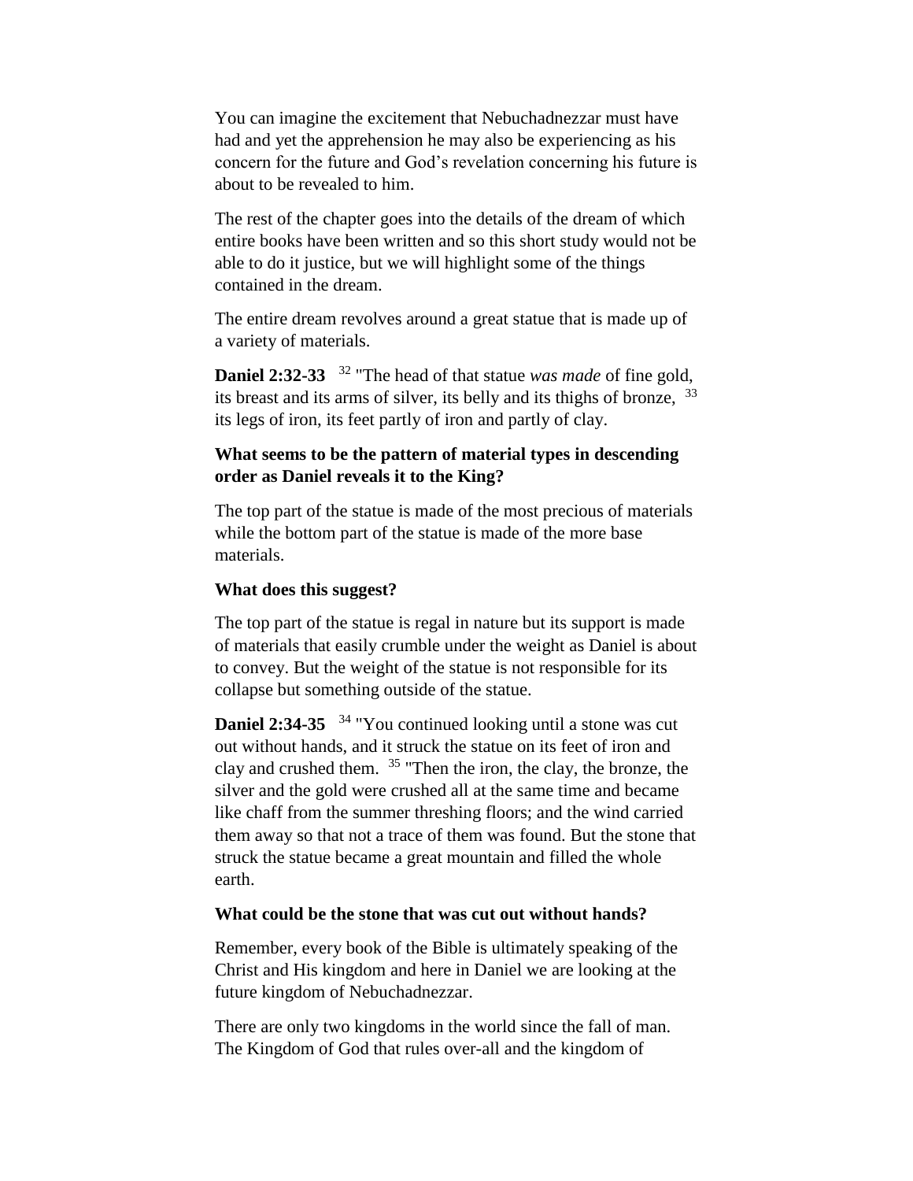You can imagine the excitement that Nebuchadnezzar must have had and yet the apprehension he may also be experiencing as his concern for the future and God's revelation concerning his future is about to be revealed to him.

The rest of the chapter goes into the details of the dream of which entire books have been written and so this short study would not be able to do it justice, but we will highlight some of the things contained in the dream.

The entire dream revolves around a great statue that is made up of a variety of materials.

**Daniel 2:32-33** [32] "The head of that statue *was made* of fine gold, its breast and its arms of silver, its belly and its thighs of bronze, [33] its legs of iron, its feet partly of iron and partly of clay.

**What seems to be the pattern of material types in descending order as Daniel reveals it to the King?**

The top part of the statue is made of the most precious of materials while the bottom part of the statue is made of the more base materials.

**What does this suggest?**

The top part of the statue is regal in nature but its support is made of materials that easily crumble under the weight as Daniel is about to convey. But the weight of the statue is not responsible for its collapse but something outside of the statue.

**Daniel 2:34-35** [34] "You continued looking until a stone was cut out without hands, and it struck the statue on its feet of iron and clay and crushed them. [35] "Then the iron, the clay, the bronze, the silver and the gold were crushed all at the same time and became like chaff from the summer threshing floors; and the wind carried them away so that not a trace of them was found. But the stone that struck the statue became a great mountain and filled the whole earth.

**What could be the stone that was cut out without hands?**

Remember, every book of the Bible is ultimately speaking of the Christ and His kingdom and here in Daniel we are looking at the future kingdom of Nebuchadnezzar.

There are only two kingdoms in the world since the fall of man. The Kingdom of God that rules over-all and the kingdom of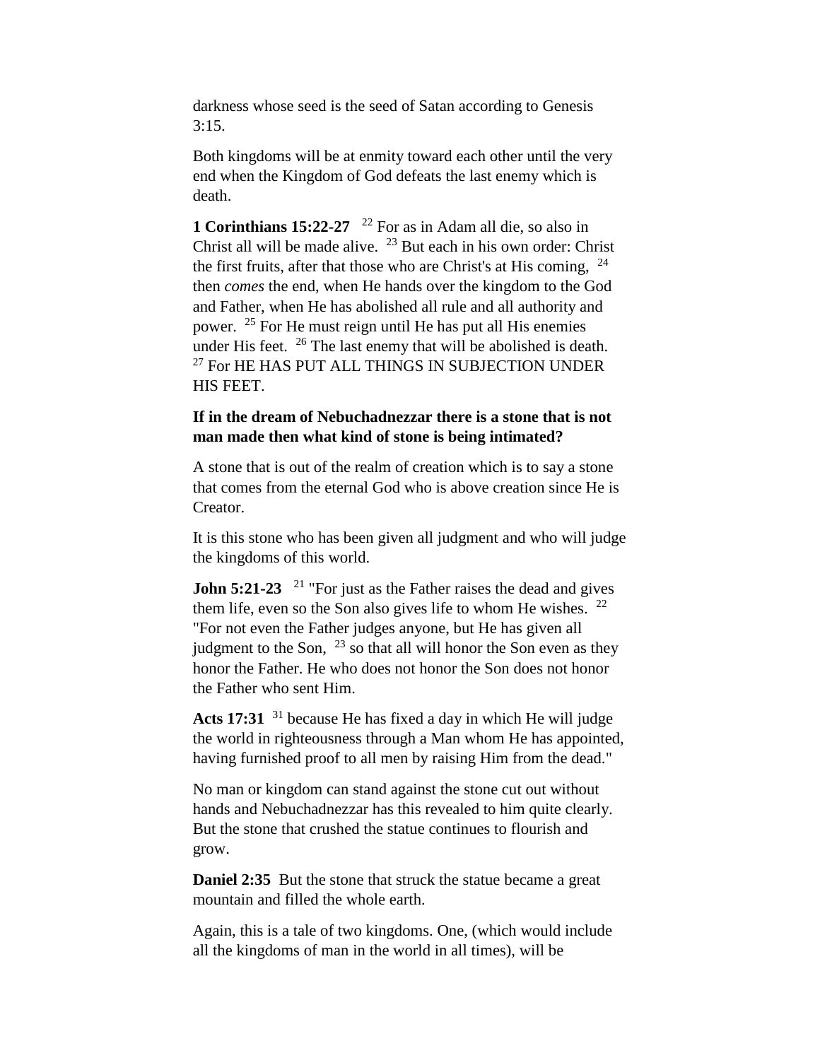darkness whose seed is the seed of Satan according to Genesis 3:15.

Both kingdoms will be at enmity toward each other until the very end when the Kingdom of God defeats the last enemy which is death.

**1 Corinthians 15:22-27** [22] For as in Adam all die, so also in Christ all will be made alive. [23] But each in his own order: Christ the first fruits, after that those who are Christ's at His coming, [24] then *comes* the end, when He hands over the kingdom to the God and Father, when He has abolished all rule and all authority and power. [25] For He must reign until He has put all His enemies under His feet. [26] The last enemy that will be abolished is death. [27] For HE HAS PUT ALL THINGS IN SUBJECTION UNDER HIS FEET.

**If in the dream of Nebuchadnezzar there is a stone that is not man made then what kind of stone is being intimated?**

A stone that is out of the realm of creation which is to say a stone that comes from the eternal God who is above creation since He is Creator.

It is this stone who has been given all judgment and who will judge the kingdoms of this world.

**John 5:21-23** [21] "For just as the Father raises the dead and gives them life, even so the Son also gives life to whom He wishes. [22] "For not even the Father judges anyone, but He has given all judgment to the Son, [23] so that all will honor the Son even as they honor the Father. He who does not honor the Son does not honor the Father who sent Him.

**Acts 17:31** [31] because He has fixed a day in which He will judge the world in righteousness through a Man whom He has appointed, having furnished proof to all men by raising Him from the dead."

No man or kingdom can stand against the stone cut out without hands and Nebuchadnezzar has this revealed to him quite clearly. But the stone that crushed the statue continues to flourish and grow.

**Daniel 2:35** But the stone that struck the statue became a great mountain and filled the whole earth.

Again, this is a tale of two kingdoms. One, (which would include all the kingdoms of man in the world in all times), will be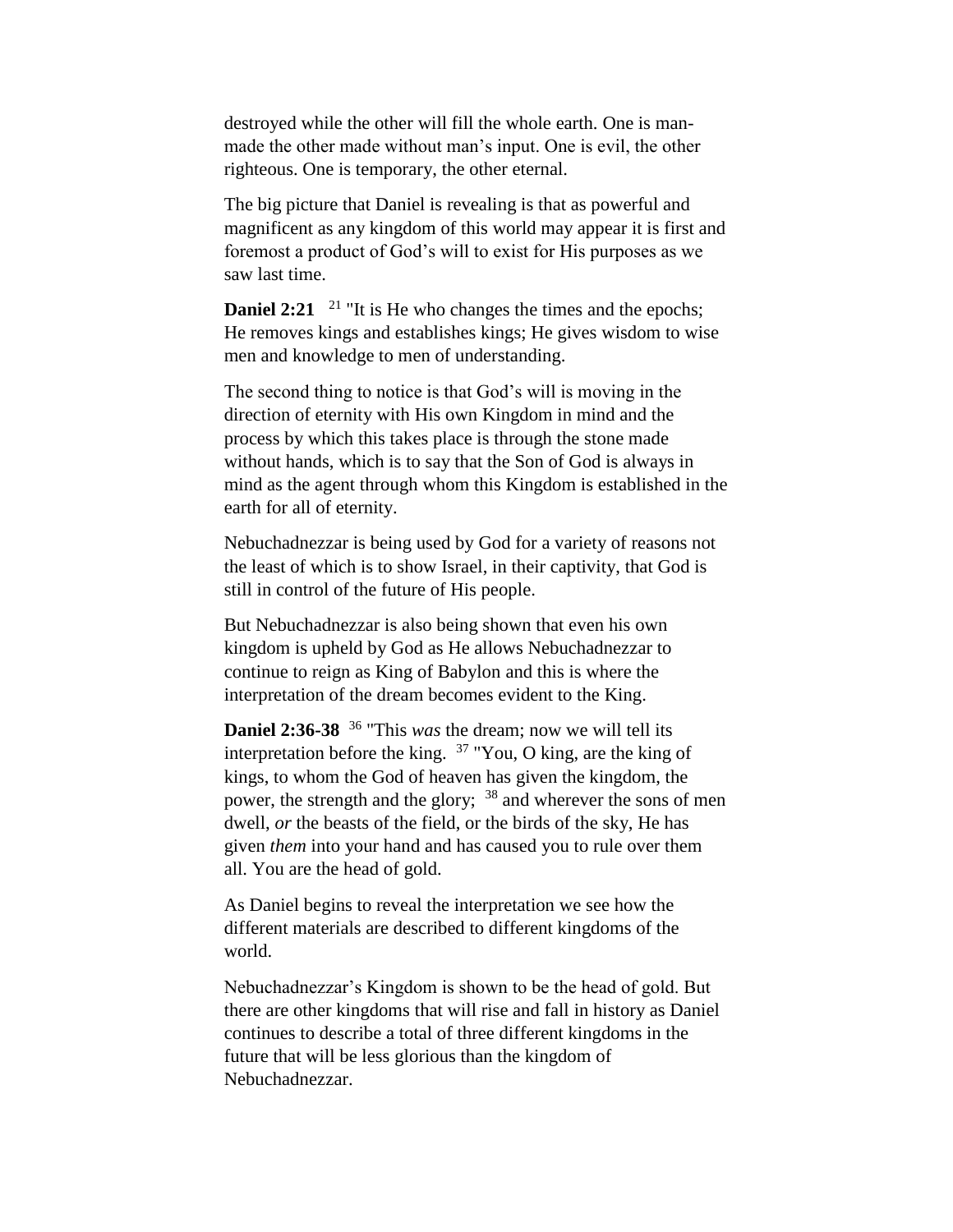destroyed while the other will fill the whole earth. One is man-made the other made without man's input. One is evil, the other righteous. One is temporary, the other eternal.

The big picture that Daniel is revealing is that as powerful and magnificent as any kingdom of this world may appear it is first and foremost a product of God's will to exist for His purposes as we saw last time.

**Daniel 2:21** [21] "It is He who changes the times and the epochs; He removes kings and establishes kings; He gives wisdom to wise men and knowledge to men of understanding.

The second thing to notice is that God's will is moving in the direction of eternity with His own Kingdom in mind and the process by which this takes place is through the stone made without hands, which is to say that the Son of God is always in mind as the agent through whom this Kingdom is established in the earth for all of eternity.

Nebuchadnezzar is being used by God for a variety of reasons not the least of which is to show Israel, in their captivity, that God is still in control of the future of His people.

But Nebuchadnezzar is also being shown that even his own kingdom is upheld by God as He allows Nebuchadnezzar to continue to reign as King of Babylon and this is where the interpretation of the dream becomes evident to the King.

**Daniel 2:36-38** [36] "This *was* the dream; now we will tell its interpretation before the king. [37] "You, O king, are the king of kings, to whom the God of heaven has given the kingdom, the power, the strength and the glory; [38] and wherever the sons of men dwell, *or* the beasts of the field, or the birds of the sky, He has given *them* into your hand and has caused you to rule over them all. You are the head of gold.

As Daniel begins to reveal the interpretation we see how the different materials are described to different kingdoms of the world.

Nebuchadnezzar's Kingdom is shown to be the head of gold. But there are other kingdoms that will rise and fall in history as Daniel continues to describe a total of three different kingdoms in the future that will be less glorious than the kingdom of Nebuchadnezzar.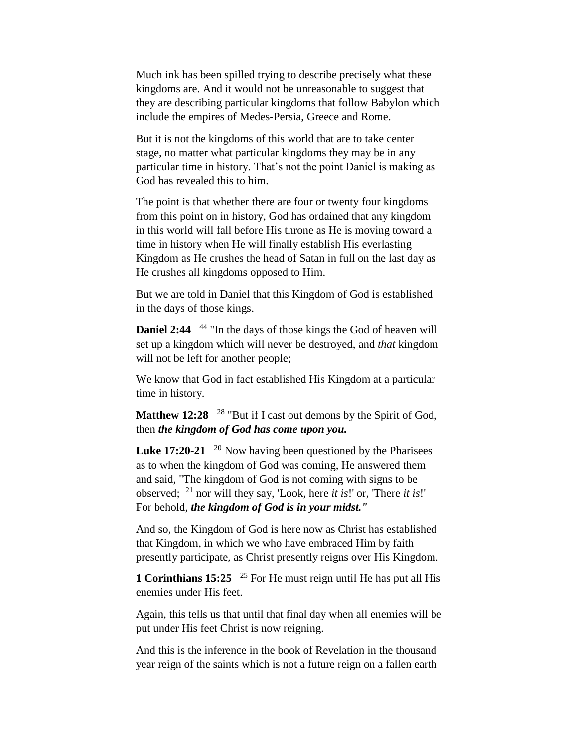Much ink has been spilled trying to describe precisely what these kingdoms are. And it would not be unreasonable to suggest that they are describing particular kingdoms that follow Babylon which include the empires of Medes-Persia, Greece and Rome.

But it is not the kingdoms of this world that are to take center stage, no matter what particular kingdoms they may be in any particular time in history. That's not the point Daniel is making as God has revealed this to him.

The point is that whether there are four or twenty four kingdoms from this point on in history, God has ordained that any kingdom in this world will fall before His throne as He is moving toward a time in history when He will finally establish His everlasting Kingdom as He crushes the head of Satan in full on the last day as He crushes all kingdoms opposed to Him.

But we are told in Daniel that this Kingdom of God is established in the days of those kings.

**Daniel 2:44** [44] "In the days of those kings the God of heaven will set up a kingdom which will never be destroyed, and *that* kingdom will not be left for another people;

We know that God in fact established His Kingdom at a particular time in history.

**Matthew 12:28** [28] "But if I cast out demons by the Spirit of God, then ***the kingdom of God has come upon you.***

**Luke 17:20-21** [20] Now having been questioned by the Pharisees as to when the kingdom of God was coming, He answered them and said, "The kingdom of God is not coming with signs to be observed; [21] nor will they say, 'Look, here *it is*!' or, 'There *it is*!' For behold, ***the kingdom of God is in your midst."***

And so, the Kingdom of God is here now as Christ has established that Kingdom, in which we who have embraced Him by faith presently participate, as Christ presently reigns over His Kingdom.

**1 Corinthians 15:25** [25] For He must reign until He has put all His enemies under His feet.

Again, this tells us that until that final day when all enemies will be put under His feet Christ is now reigning.

And this is the inference in the book of Revelation in the thousand year reign of the saints which is not a future reign on a fallen earth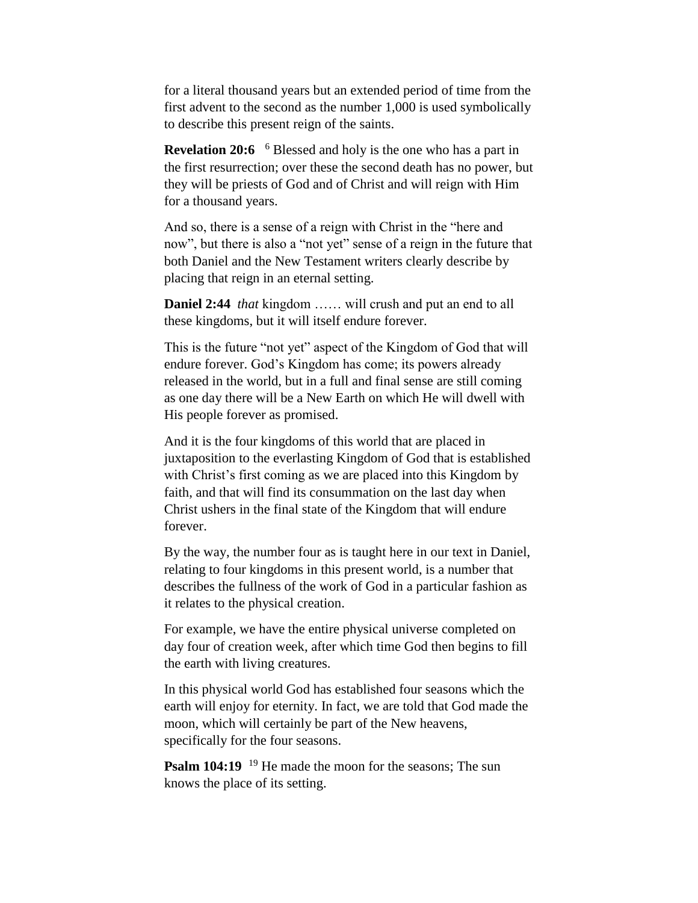for a literal thousand years but an extended period of time from the first advent to the second as the number 1,000 is used symbolically to describe this present reign of the saints.

**Revelation 20:6** [6] Blessed and holy is the one who has a part in the first resurrection; over these the second death has no power, but they will be priests of God and of Christ and will reign with Him for a thousand years.

And so, there is a sense of a reign with Christ in the "here and now", but there is also a "not yet" sense of a reign in the future that both Daniel and the New Testament writers clearly describe by placing that reign in an eternal setting.

**Daniel 2:44** *that* kingdom …… will crush and put an end to all these kingdoms, but it will itself endure forever.

This is the future "not yet" aspect of the Kingdom of God that will endure forever. God's Kingdom has come; its powers already released in the world, but in a full and final sense are still coming as one day there will be a New Earth on which He will dwell with His people forever as promised.

And it is the four kingdoms of this world that are placed in juxtaposition to the everlasting Kingdom of God that is established with Christ's first coming as we are placed into this Kingdom by faith, and that will find its consummation on the last day when Christ ushers in the final state of the Kingdom that will endure forever.

By the way, the number four as is taught here in our text in Daniel, relating to four kingdoms in this present world, is a number that describes the fullness of the work of God in a particular fashion as it relates to the physical creation.

For example, we have the entire physical universe completed on day four of creation week, after which time God then begins to fill the earth with living creatures.

In this physical world God has established four seasons which the earth will enjoy for eternity. In fact, we are told that God made the moon, which will certainly be part of the New heavens, specifically for the four seasons.

**Psalm 104:19** [19] He made the moon for the seasons; The sun knows the place of its setting.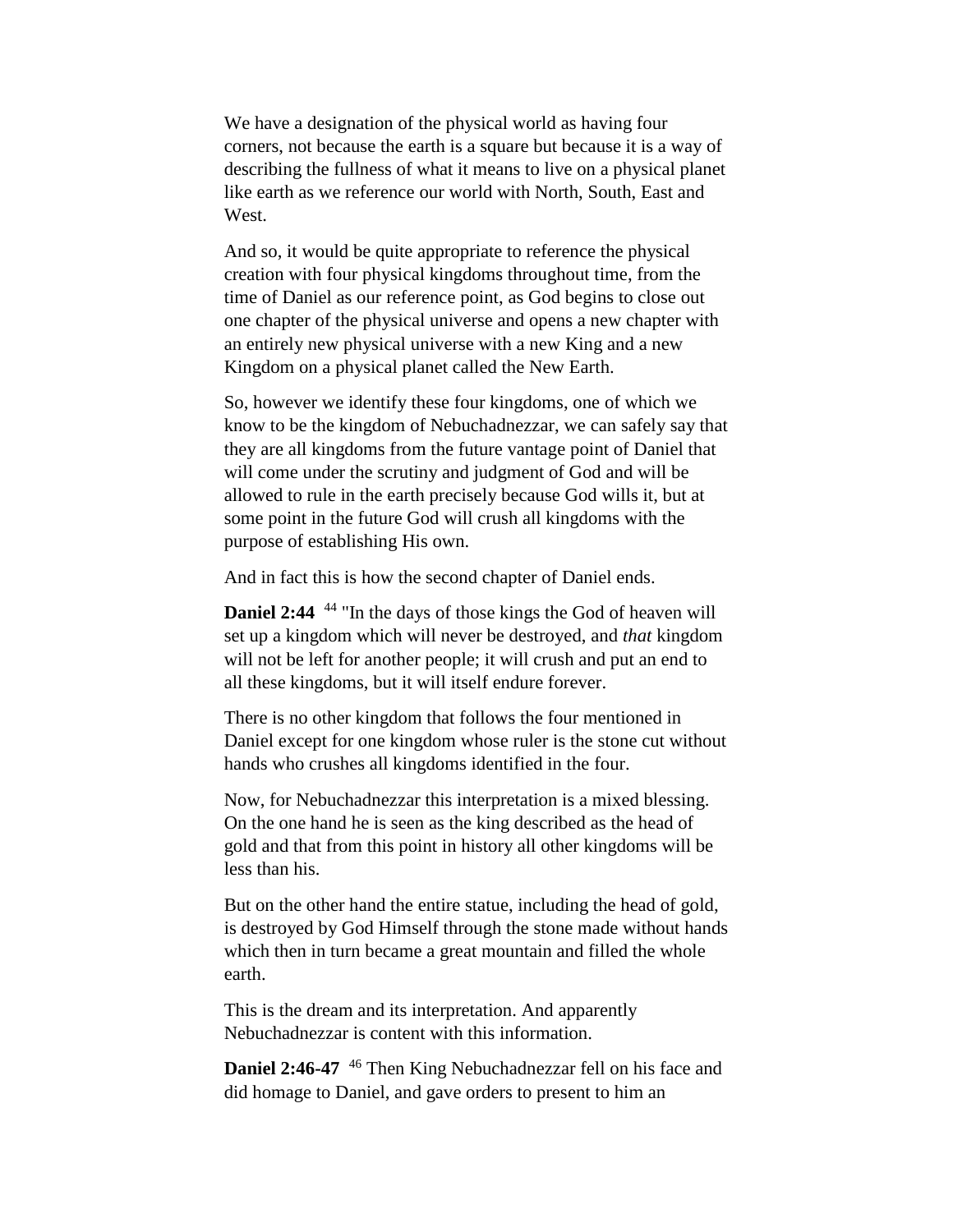We have a designation of the physical world as having four corners, not because the earth is a square but because it is a way of describing the fullness of what it means to live on a physical planet like earth as we reference our world with North, South, East and West.

And so, it would be quite appropriate to reference the physical creation with four physical kingdoms throughout time, from the time of Daniel as our reference point, as God begins to close out one chapter of the physical universe and opens a new chapter with an entirely new physical universe with a new King and a new Kingdom on a physical planet called the New Earth.

So, however we identify these four kingdoms, one of which we know to be the kingdom of Nebuchadnezzar, we can safely say that they are all kingdoms from the future vantage point of Daniel that will come under the scrutiny and judgment of God and will be allowed to rule in the earth precisely because God wills it, but at some point in the future God will crush all kingdoms with the purpose of establishing His own.

And in fact this is how the second chapter of Daniel ends.

**Daniel 2:44** [44] "In the days of those kings the God of heaven will set up a kingdom which will never be destroyed, and *that* kingdom will not be left for another people; it will crush and put an end to all these kingdoms, but it will itself endure forever.

There is no other kingdom that follows the four mentioned in Daniel except for one kingdom whose ruler is the stone cut without hands who crushes all kingdoms identified in the four.

Now, for Nebuchadnezzar this interpretation is a mixed blessing. On the one hand he is seen as the king described as the head of gold and that from this point in history all other kingdoms will be less than his.

But on the other hand the entire statue, including the head of gold, is destroyed by God Himself through the stone made without hands which then in turn became a great mountain and filled the whole earth.

This is the dream and its interpretation. And apparently Nebuchadnezzar is content with this information.

**Daniel 2:46-47** [46] Then King Nebuchadnezzar fell on his face and did homage to Daniel, and gave orders to present to him an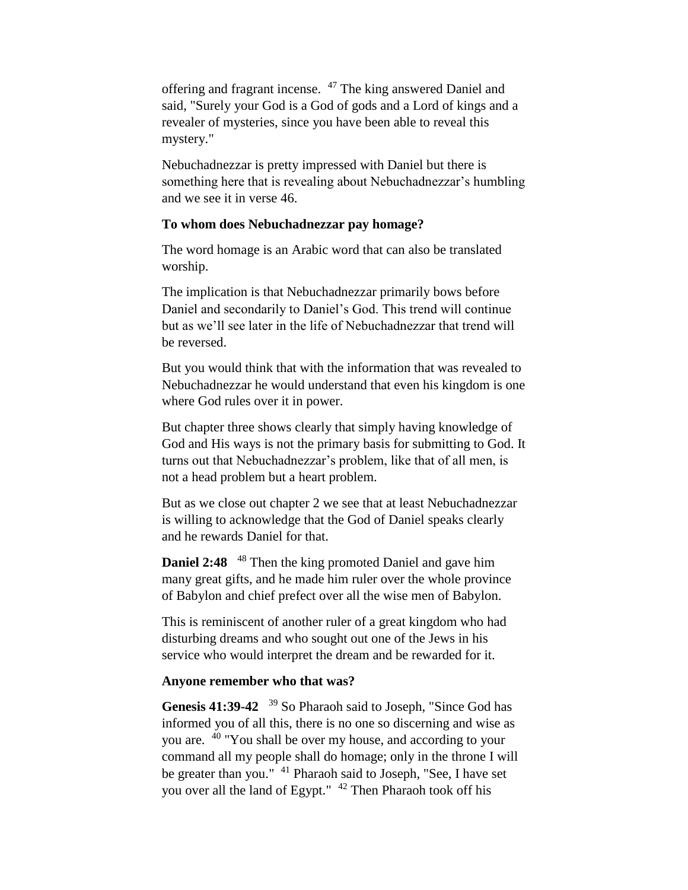offering and fragrant incense. [47] The king answered Daniel and said, "Surely your God is a God of gods and a Lord of kings and a revealer of mysteries, since you have been able to reveal this mystery."

Nebuchadnezzar is pretty impressed with Daniel but there is something here that is revealing about Nebuchadnezzar's humbling and we see it in verse 46.

**To whom does Nebuchadnezzar pay homage?**

The word homage is an Arabic word that can also be translated worship.

The implication is that Nebuchadnezzar primarily bows before Daniel and secondarily to Daniel's God. This trend will continue but as we'll see later in the life of Nebuchadnezzar that trend will be reversed.

But you would think that with the information that was revealed to Nebuchadnezzar he would understand that even his kingdom is one where God rules over it in power.

But chapter three shows clearly that simply having knowledge of God and His ways is not the primary basis for submitting to God. It turns out that Nebuchadnezzar's problem, like that of all men, is not a head problem but a heart problem.

But as we close out chapter 2 we see that at least Nebuchadnezzar is willing to acknowledge that the God of Daniel speaks clearly and he rewards Daniel for that.

**Daniel 2:48** [48] Then the king promoted Daniel and gave him many great gifts, and he made him ruler over the whole province of Babylon and chief prefect over all the wise men of Babylon.

This is reminiscent of another ruler of a great kingdom who had disturbing dreams and who sought out one of the Jews in his service who would interpret the dream and be rewarded for it.

**Anyone remember who that was?**

**Genesis 41:39-42** [39] So Pharaoh said to Joseph, "Since God has informed you of all this, there is no one so discerning and wise as you are. [40] "You shall be over my house, and according to your command all my people shall do homage; only in the throne I will be greater than you." [41] Pharaoh said to Joseph, "See, I have set you over all the land of Egypt." [42] Then Pharaoh took off his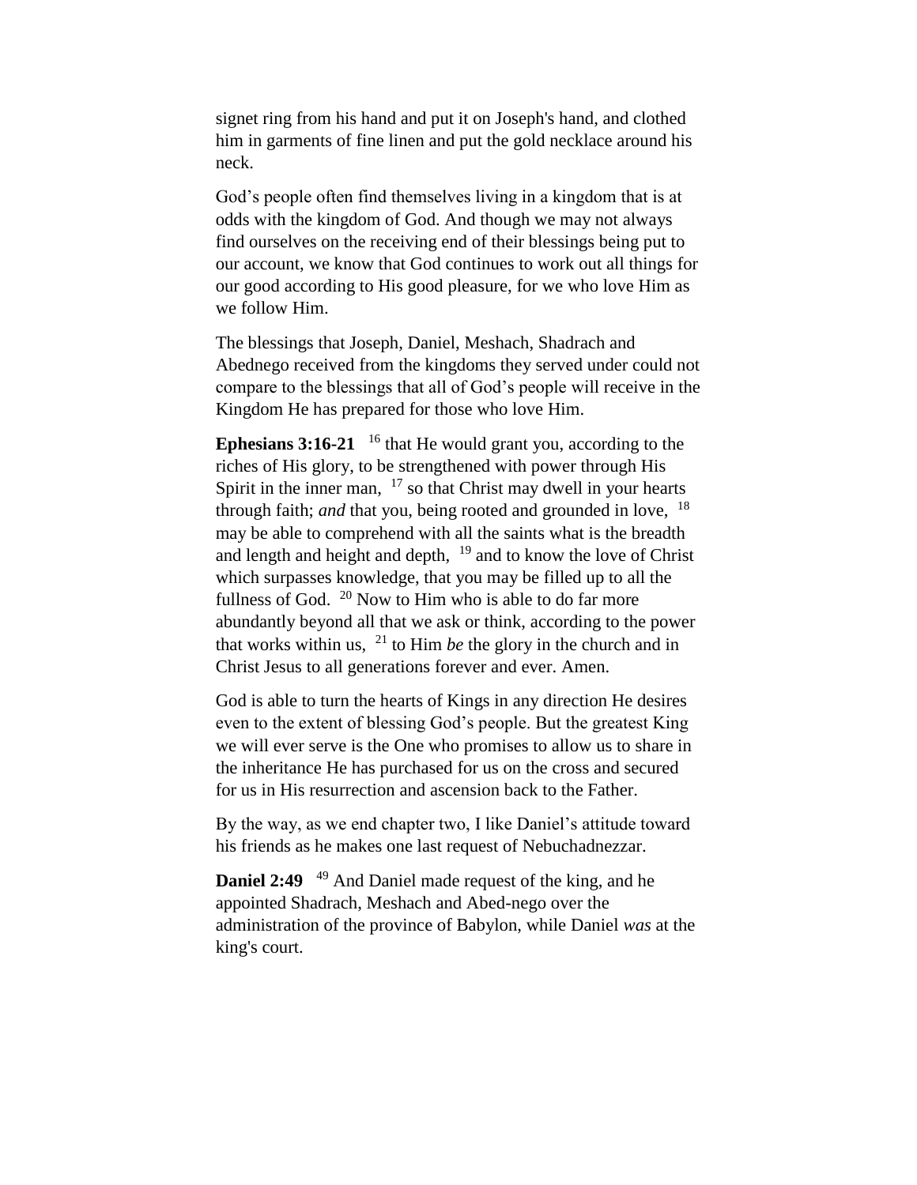signet ring from his hand and put it on Joseph's hand, and clothed him in garments of fine linen and put the gold necklace around his neck.

God's people often find themselves living in a kingdom that is at odds with the kingdom of God. And though we may not always find ourselves on the receiving end of their blessings being put to our account, we know that God continues to work out all things for our good according to His good pleasure, for we who love Him as we follow Him.

The blessings that Joseph, Daniel, Meshach, Shadrach and Abednego received from the kingdoms they served under could not compare to the blessings that all of God's people will receive in the Kingdom He has prepared for those who love Him.

**Ephesians 3:16-21** [16] that He would grant you, according to the riches of His glory, to be strengthened with power through His Spirit in the inner man, [17] so that Christ may dwell in your hearts through faith; *and* that you, being rooted and grounded in love, [18] may be able to comprehend with all the saints what is the breadth and length and height and depth, [19] and to know the love of Christ which surpasses knowledge, that you may be filled up to all the fullness of God. [20] Now to Him who is able to do far more abundantly beyond all that we ask or think, according to the power that works within us, [21] to Him *be* the glory in the church and in Christ Jesus to all generations forever and ever. Amen.

God is able to turn the hearts of Kings in any direction He desires even to the extent of blessing God's people. But the greatest King we will ever serve is the One who promises to allow us to share in the inheritance He has purchased for us on the cross and secured for us in His resurrection and ascension back to the Father.

By the way, as we end chapter two, I like Daniel's attitude toward his friends as he makes one last request of Nebuchadnezzar.

**Daniel 2:49** [49] And Daniel made request of the king, and he appointed Shadrach, Meshach and Abed-nego over the administration of the province of Babylon, while Daniel *was* at the king's court.